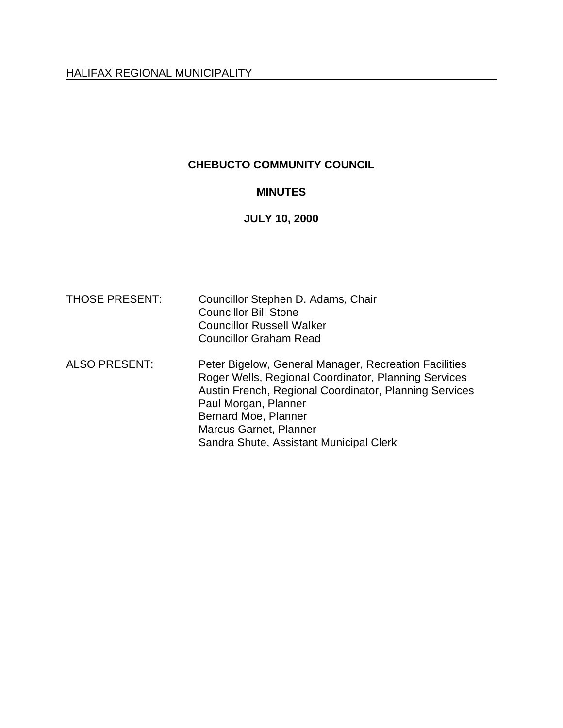HALIFAX REGIONAL MUNICIPALITY

# CHEBUCTO COMMUNITY COUNCIL

## MINUTES

## JULY 10, 2000

THOSE PRESENT: Councillor Stephen D. Adams, Chair
Councillor Bill Stone
Councillor Russell Walker
Councillor Graham Read

ALSO PRESENT: Peter Bigelow, General Manager, Recreation Facilities
Roger Wells, Regional Coordinator, Planning Services
Austin French, Regional Coordinator, Planning Services
Paul Morgan, Planner
Bernard Moe, Planner
Marcus Garnet, Planner
Sandra Shute, Assistant Municipal Clerk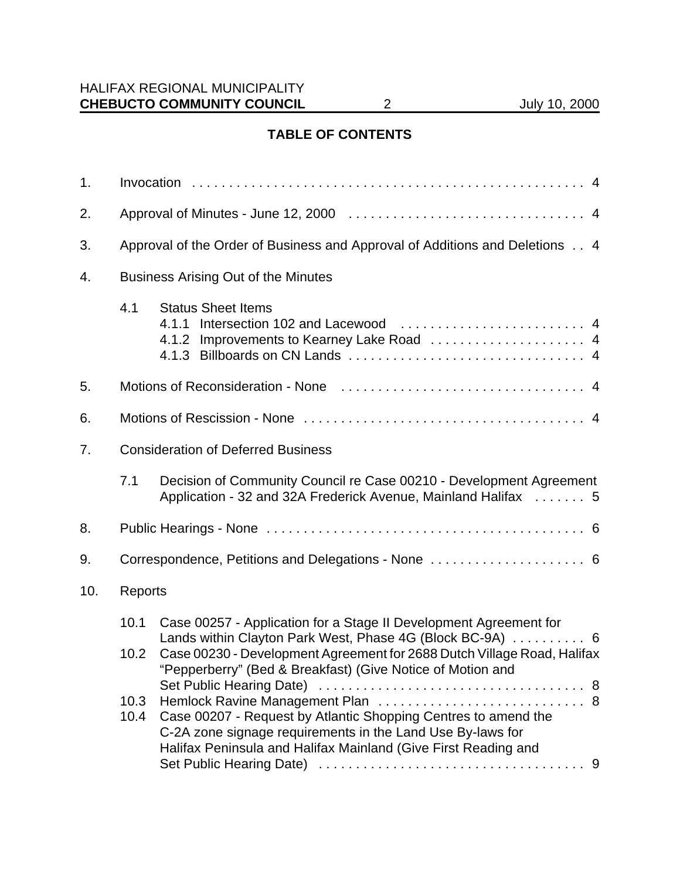## TABLE OF CONTENTS

1. Invocation . . . . . . . . . . . . . . . . . . . . . . . . . . . . . . . . . . . . . . . . . . . . . . . . . . . . . 4

2. Approval of Minutes - June 12, 2000 . . . . . . . . . . . . . . . . . . . . . . . . . . . . . . . . 4

3. Approval of the Order of Business and Approval of Additions and Deletions . . 4

4. Business Arising Out of the Minutes

   4.1 Status Sheet Items
   - 4.1.1 Intersection 102 and Lacewood . . . . . . . . . . . . . . . . . . . . . . . . . 4
   - 4.1.2 Improvements to Kearney Lake Road . . . . . . . . . . . . . . . . . . . . . 4
   - 4.1.3 Billboards on CN Lands . . . . . . . . . . . . . . . . . . . . . . . . . . . . . . . . 4

5. Motions of Reconsideration - None . . . . . . . . . . . . . . . . . . . . . . . . . . . . . . . . . 4

6. Motions of Rescission - None . . . . . . . . . . . . . . . . . . . . . . . . . . . . . . . . . . . . . . 4

7. Consideration of Deferred Business

   7.1 Decision of Community Council re Case 00210 - Development Agreement Application - 32 and 32A Frederick Avenue, Mainland Halifax . . . . . . . 5

8. Public Hearings - None . . . . . . . . . . . . . . . . . . . . . . . . . . . . . . . . . . . . . . . . . . . 6

9. Correspondence, Petitions and Delegations - None . . . . . . . . . . . . . . . . . . . . . 6

10. Reports

    10.1 Case 00257 - Application for a Stage II Development Agreement for Lands within Clayton Park West, Phase 4G (Block BC-9A) . . . . . . . . . . 6

    10.2 Case 00230 - Development Agreement for 2688 Dutch Village Road, Halifax "Pepperberry" (Bed & Breakfast) (Give Notice of Motion and Set Public Hearing Date) . . . . . . . . . . . . . . . . . . . . . . . . . . . . . . . . . . . . 8

    10.3 Hemlock Ravine Management Plan . . . . . . . . . . . . . . . . . . . . . . . . . . . 8

    10.4 Case 00207 - Request by Atlantic Shopping Centres to amend the C-2A zone signage requirements in the Land Use By-laws for Halifax Peninsula and Halifax Mainland (Give First Reading and Set Public Hearing Date) . . . . . . . . . . . . . . . . . . . . . . . . . . . . . . . . . . . . 9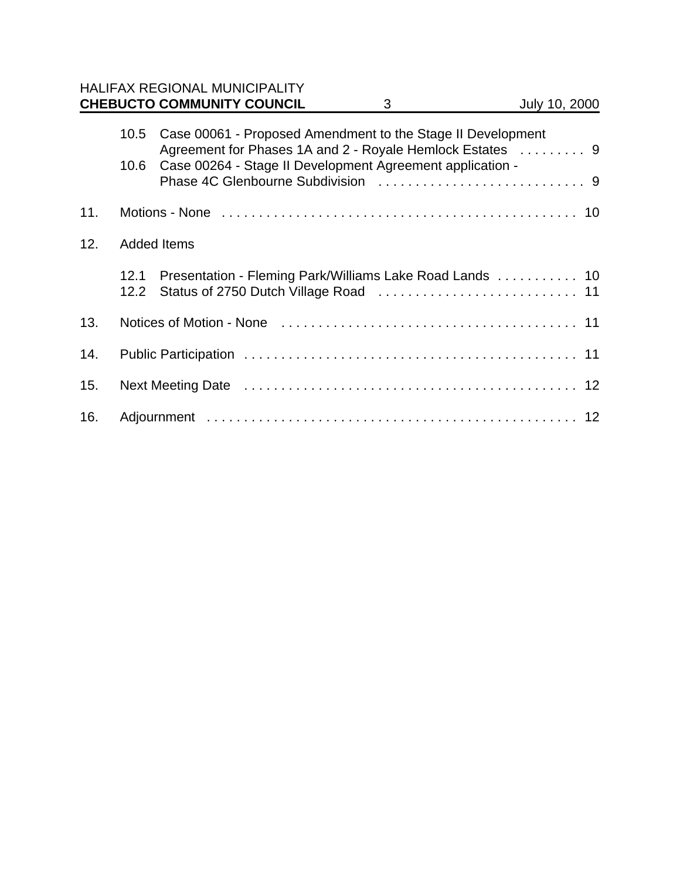10.5 Case 00061 - Proposed Amendment to the Stage II Development Agreement for Phases 1A and 2 - Royale Hemlock Estates . . . . . . . . . 9
10.6 Case 00264 - Stage II Development Agreement application - Phase 4C Glenbourne Subdivision . . . . . . . . . . . . . . . . . . . . . . . . . . . . 9

11. Motions - None . . . . . . . . . . . . . . . . . . . . . . . . . . . . . . . . . . . . . . . . . . . . . . . . 10

12. Added Items

12.1 Presentation - Fleming Park/Williams Lake Road Lands . . . . . . . . . . . 10
12.2 Status of 2750 Dutch Village Road . . . . . . . . . . . . . . . . . . . . . . . . . . . 11

13. Notices of Motion - None . . . . . . . . . . . . . . . . . . . . . . . . . . . . . . . . . . . . . . . . 11

14. Public Participation . . . . . . . . . . . . . . . . . . . . . . . . . . . . . . . . . . . . . . . . . . . . . 11

15. Next Meeting Date . . . . . . . . . . . . . . . . . . . . . . . . . . . . . . . . . . . . . . . . . . . . . 12

16. Adjournment . . . . . . . . . . . . . . . . . . . . . . . . . . . . . . . . . . . . . . . . . . . . . . . . . . 12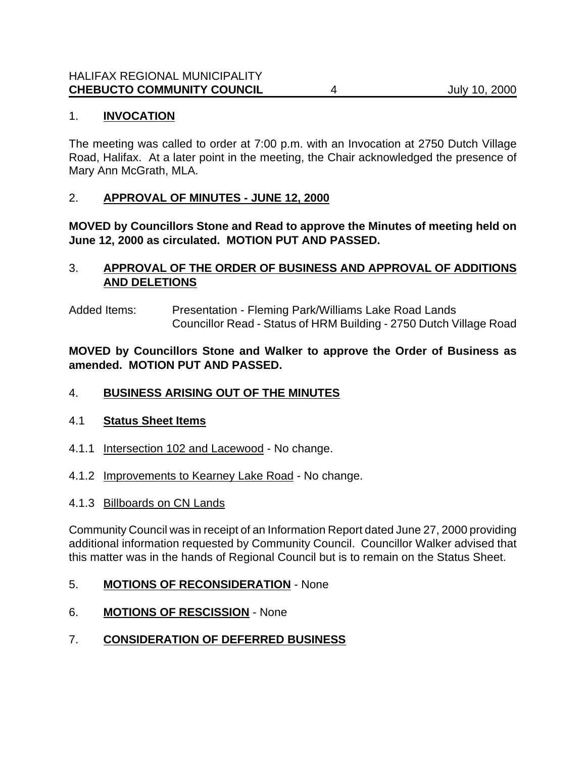## 1. **INVOCATION**

The meeting was called to order at 7:00 p.m. with an Invocation at 2750 Dutch Village Road, Halifax. At a later point in the meeting, the Chair acknowledged the presence of Mary Ann McGrath, MLA.

## 2. **APPROVAL OF MINUTES - JUNE 12, 2000**

**MOVED by Councillors Stone and Read to approve the Minutes of meeting held on June 12, 2000 as circulated. MOTION PUT AND PASSED.**

## 3. **APPROVAL OF THE ORDER OF BUSINESS AND APPROVAL OF ADDITIONS AND DELETIONS**

Added Items: Presentation - Fleming Park/Williams Lake Road Lands
Councillor Read - Status of HRM Building - 2750 Dutch Village Road

**MOVED by Councillors Stone and Walker to approve the Order of Business as amended. MOTION PUT AND PASSED.**

## 4. **BUSINESS ARISING OUT OF THE MINUTES**

### 4.1 **Status Sheet Items**

4.1.1 Intersection 102 and Lacewood - No change.

4.1.2 Improvements to Kearney Lake Road - No change.

4.1.3 Billboards on CN Lands

Community Council was in receipt of an Information Report dated June 27, 2000 providing additional information requested by Community Council. Councillor Walker advised that this matter was in the hands of Regional Council but is to remain on the Status Sheet.

## 5. **MOTIONS OF RECONSIDERATION** - None

## 6. **MOTIONS OF RESCISSION** - None

## 7. **CONSIDERATION OF DEFERRED BUSINESS**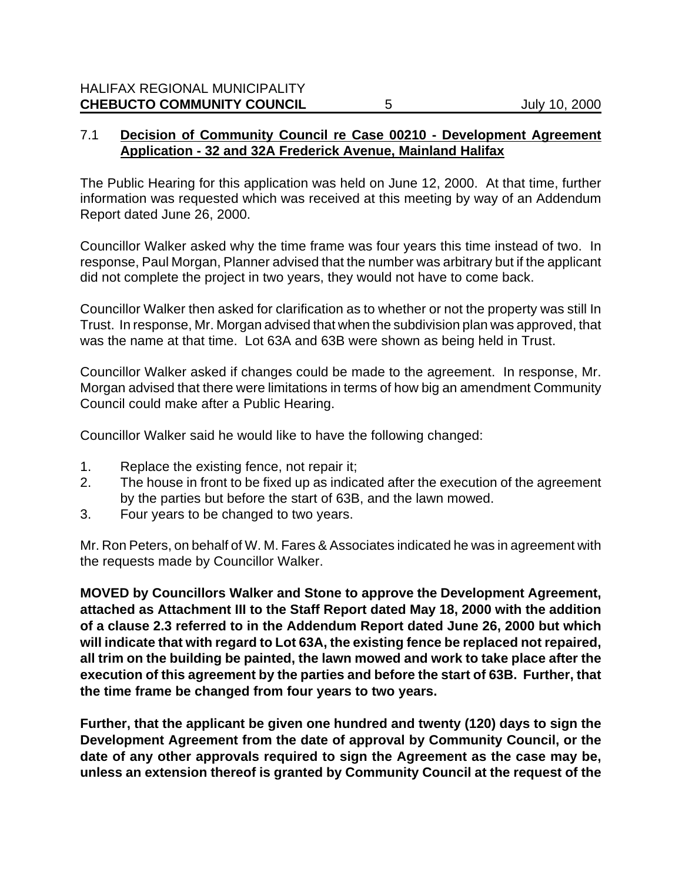### 7.1 **Decision of Community Council re Case 00210 - Development Agreement Application - 32 and 32A Frederick Avenue, Mainland Halifax**

The Public Hearing for this application was held on June 12, 2000. At that time, further information was requested which was received at this meeting by way of an Addendum Report dated June 26, 2000.

Councillor Walker asked why the time frame was four years this time instead of two. In response, Paul Morgan, Planner advised that the number was arbitrary but if the applicant did not complete the project in two years, they would not have to come back.

Councillor Walker then asked for clarification as to whether or not the property was still In Trust. In response, Mr. Morgan advised that when the subdivision plan was approved, that was the name at that time. Lot 63A and 63B were shown as being held in Trust.

Councillor Walker asked if changes could be made to the agreement. In response, Mr. Morgan advised that there were limitations in terms of how big an amendment Community Council could make after a Public Hearing.

Councillor Walker said he would like to have the following changed:

1. Replace the existing fence, not repair it;
2. The house in front to be fixed up as indicated after the execution of the agreement by the parties but before the start of 63B, and the lawn mowed.
3. Four years to be changed to two years.

Mr. Ron Peters, on behalf of W. M. Fares & Associates indicated he was in agreement with the requests made by Councillor Walker.

**MOVED by Councillors Walker and Stone to approve the Development Agreement, attached as Attachment III to the Staff Report dated May 18, 2000 with the addition of a clause 2.3 referred to in the Addendum Report dated June 26, 2000 but which will indicate that with regard to Lot 63A, the existing fence be replaced not repaired, all trim on the building be painted, the lawn mowed and work to take place after the execution of this agreement by the parties and before the start of 63B. Further, that the time frame be changed from four years to two years.**

**Further, that the applicant be given one hundred and twenty (120) days to sign the Development Agreement from the date of approval by Community Council, or the date of any other approvals required to sign the Agreement as the case may be, unless an extension thereof is granted by Community Council at the request of the**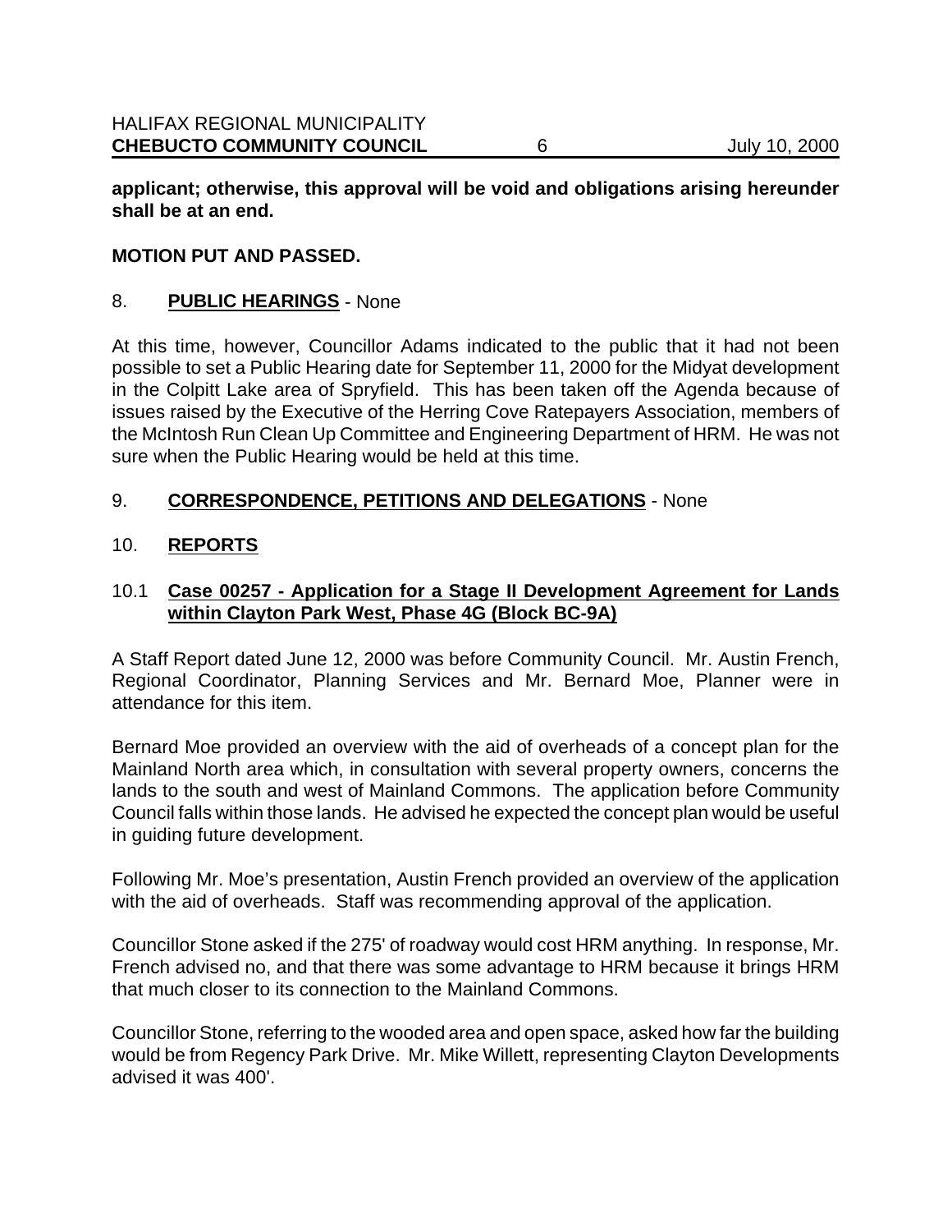**applicant; otherwise, this approval will be void and obligations arising hereunder shall be at an end.**

**MOTION PUT AND PASSED.**

## 8. **PUBLIC HEARINGS** - None

At this time, however, Councillor Adams indicated to the public that it had not been possible to set a Public Hearing date for September 11, 2000 for the Midyat development in the Colpitt Lake area of Spryfield. This has been taken off the Agenda because of issues raised by the Executive of the Herring Cove Ratepayers Association, members of the McIntosh Run Clean Up Committee and Engineering Department of HRM. He was not sure when the Public Hearing would be held at this time.

## 9. **CORRESPONDENCE, PETITIONS AND DELEGATIONS** - None

## 10. **REPORTS**

### 10.1 **Case 00257 - Application for a Stage II Development Agreement for Lands within Clayton Park West, Phase 4G (Block BC-9A)**

A Staff Report dated June 12, 2000 was before Community Council. Mr. Austin French, Regional Coordinator, Planning Services and Mr. Bernard Moe, Planner were in attendance for this item.

Bernard Moe provided an overview with the aid of overheads of a concept plan for the Mainland North area which, in consultation with several property owners, concerns the lands to the south and west of Mainland Commons. The application before Community Council falls within those lands. He advised he expected the concept plan would be useful in guiding future development.

Following Mr. Moe's presentation, Austin French provided an overview of the application with the aid of overheads. Staff was recommending approval of the application.

Councillor Stone asked if the 275' of roadway would cost HRM anything. In response, Mr. French advised no, and that there was some advantage to HRM because it brings HRM that much closer to its connection to the Mainland Commons.

Councillor Stone, referring to the wooded area and open space, asked how far the building would be from Regency Park Drive. Mr. Mike Willett, representing Clayton Developments advised it was 400'.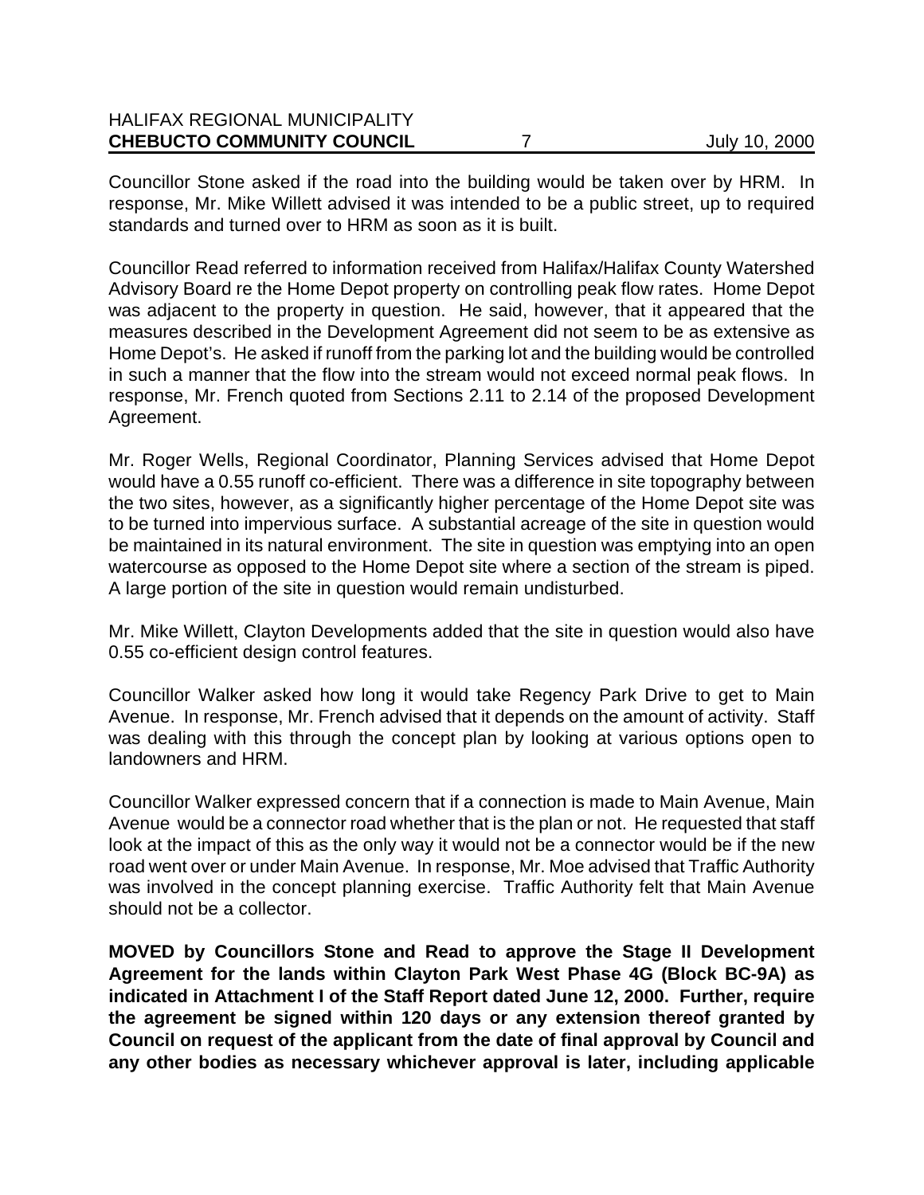Councillor Stone asked if the road into the building would be taken over by HRM. In response, Mr. Mike Willett advised it was intended to be a public street, up to required standards and turned over to HRM as soon as it is built.

Councillor Read referred to information received from Halifax/Halifax County Watershed Advisory Board re the Home Depot property on controlling peak flow rates. Home Depot was adjacent to the property in question. He said, however, that it appeared that the measures described in the Development Agreement did not seem to be as extensive as Home Depot's. He asked if runoff from the parking lot and the building would be controlled in such a manner that the flow into the stream would not exceed normal peak flows. In response, Mr. French quoted from Sections 2.11 to 2.14 of the proposed Development Agreement.

Mr. Roger Wells, Regional Coordinator, Planning Services advised that Home Depot would have a 0.55 runoff co-efficient. There was a difference in site topography between the two sites, however, as a significantly higher percentage of the Home Depot site was to be turned into impervious surface. A substantial acreage of the site in question would be maintained in its natural environment. The site in question was emptying into an open watercourse as opposed to the Home Depot site where a section of the stream is piped. A large portion of the site in question would remain undisturbed.

Mr. Mike Willett, Clayton Developments added that the site in question would also have 0.55 co-efficient design control features.

Councillor Walker asked how long it would take Regency Park Drive to get to Main Avenue. In response, Mr. French advised that it depends on the amount of activity. Staff was dealing with this through the concept plan by looking at various options open to landowners and HRM.

Councillor Walker expressed concern that if a connection is made to Main Avenue, Main Avenue would be a connector road whether that is the plan or not. He requested that staff look at the impact of this as the only way it would not be a connector would be if the new road went over or under Main Avenue. In response, Mr. Moe advised that Traffic Authority was involved in the concept planning exercise. Traffic Authority felt that Main Avenue should not be a collector.

**MOVED by Councillors Stone and Read to approve the Stage II Development Agreement for the lands within Clayton Park West Phase 4G (Block BC-9A) as indicated in Attachment I of the Staff Report dated June 12, 2000. Further, require the agreement be signed within 120 days or any extension thereof granted by Council on request of the applicant from the date of final approval by Council and any other bodies as necessary whichever approval is later, including applicable**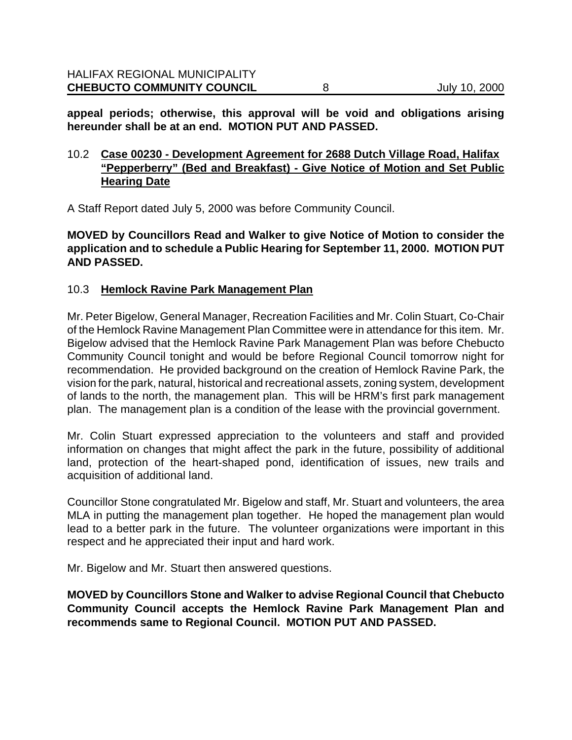**appeal periods; otherwise, this approval will be void and obligations arising hereunder shall be at an end. MOTION PUT AND PASSED.**

10.2 **Case 00230 - Development Agreement for 2688 Dutch Village Road, Halifax "Pepperberry" (Bed and Breakfast) - Give Notice of Motion and Set Public Hearing Date**

A Staff Report dated July 5, 2000 was before Community Council.

**MOVED by Councillors Read and Walker to give Notice of Motion to consider the application and to schedule a Public Hearing for September 11, 2000. MOTION PUT AND PASSED.**

10.3 **Hemlock Ravine Park Management Plan**

Mr. Peter Bigelow, General Manager, Recreation Facilities and Mr. Colin Stuart, Co-Chair of the Hemlock Ravine Management Plan Committee were in attendance for this item. Mr. Bigelow advised that the Hemlock Ravine Park Management Plan was before Chebucto Community Council tonight and would be before Regional Council tomorrow night for recommendation. He provided background on the creation of Hemlock Ravine Park, the vision for the park, natural, historical and recreational assets, zoning system, development of lands to the north, the management plan. This will be HRM's first park management plan. The management plan is a condition of the lease with the provincial government.

Mr. Colin Stuart expressed appreciation to the volunteers and staff and provided information on changes that might affect the park in the future, possibility of additional land, protection of the heart-shaped pond, identification of issues, new trails and acquisition of additional land.

Councillor Stone congratulated Mr. Bigelow and staff, Mr. Stuart and volunteers, the area MLA in putting the management plan together. He hoped the management plan would lead to a better park in the future. The volunteer organizations were important in this respect and he appreciated their input and hard work.

Mr. Bigelow and Mr. Stuart then answered questions.

**MOVED by Councillors Stone and Walker to advise Regional Council that Chebucto Community Council accepts the Hemlock Ravine Park Management Plan and recommends same to Regional Council. MOTION PUT AND PASSED.**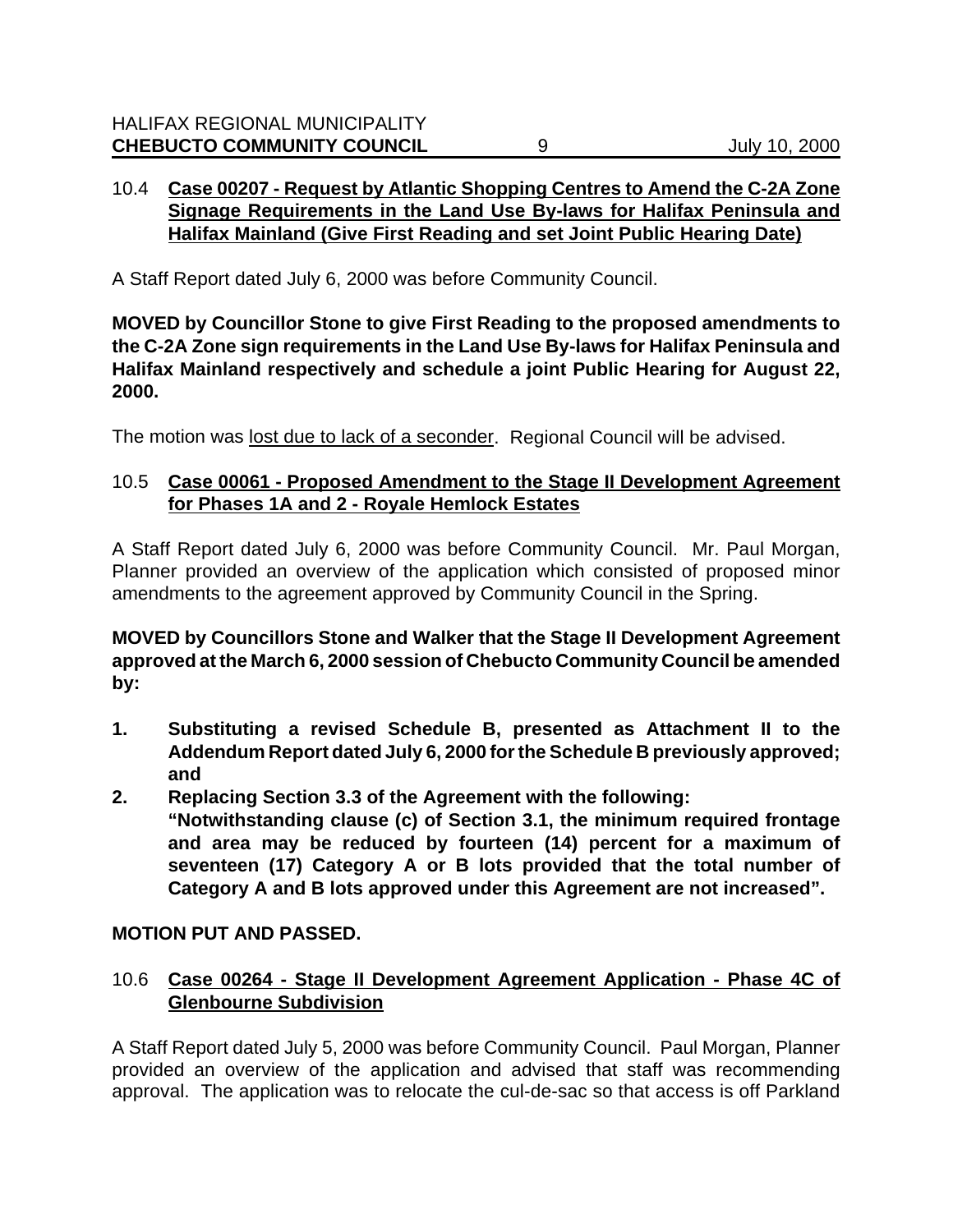### 10.4 Case 00207 - Request by Atlantic Shopping Centres to Amend the C-2A Zone Signage Requirements in the Land Use By-laws for Halifax Peninsula and Halifax Mainland (Give First Reading and set Joint Public Hearing Date)

A Staff Report dated July 6, 2000 was before Community Council.

**MOVED by Councillor Stone to give First Reading to the proposed amendments to the C-2A Zone sign requirements in the Land Use By-laws for Halifax Peninsula and Halifax Mainland respectively and schedule a joint Public Hearing for August 22, 2000.**

The motion was lost due to lack of a seconder. Regional Council will be advised.

### 10.5 Case 00061 - Proposed Amendment to the Stage II Development Agreement for Phases 1A and 2 - Royale Hemlock Estates

A Staff Report dated July 6, 2000 was before Community Council. Mr. Paul Morgan, Planner provided an overview of the application which consisted of proposed minor amendments to the agreement approved by Community Council in the Spring.

**MOVED by Councillors Stone and Walker that the Stage II Development Agreement approved at the March 6, 2000 session of Chebucto Community Council be amended by:**

1. **Substituting a revised Schedule B, presented as Attachment II to the Addendum Report dated July 6, 2000 for the Schedule B previously approved; and**
2. **Replacing Section 3.3 of the Agreement with the following:**
   **"Notwithstanding clause (c) of Section 3.1, the minimum required frontage and area may be reduced by fourteen (14) percent for a maximum of seventeen (17) Category A or B lots provided that the total number of Category A and B lots approved under this Agreement are not increased".**

**MOTION PUT AND PASSED.**

### 10.6 Case 00264 - Stage II Development Agreement Application - Phase 4C of Glenbourne Subdivision

A Staff Report dated July 5, 2000 was before Community Council. Paul Morgan, Planner provided an overview of the application and advised that staff was recommending approval. The application was to relocate the cul-de-sac so that access is off Parkland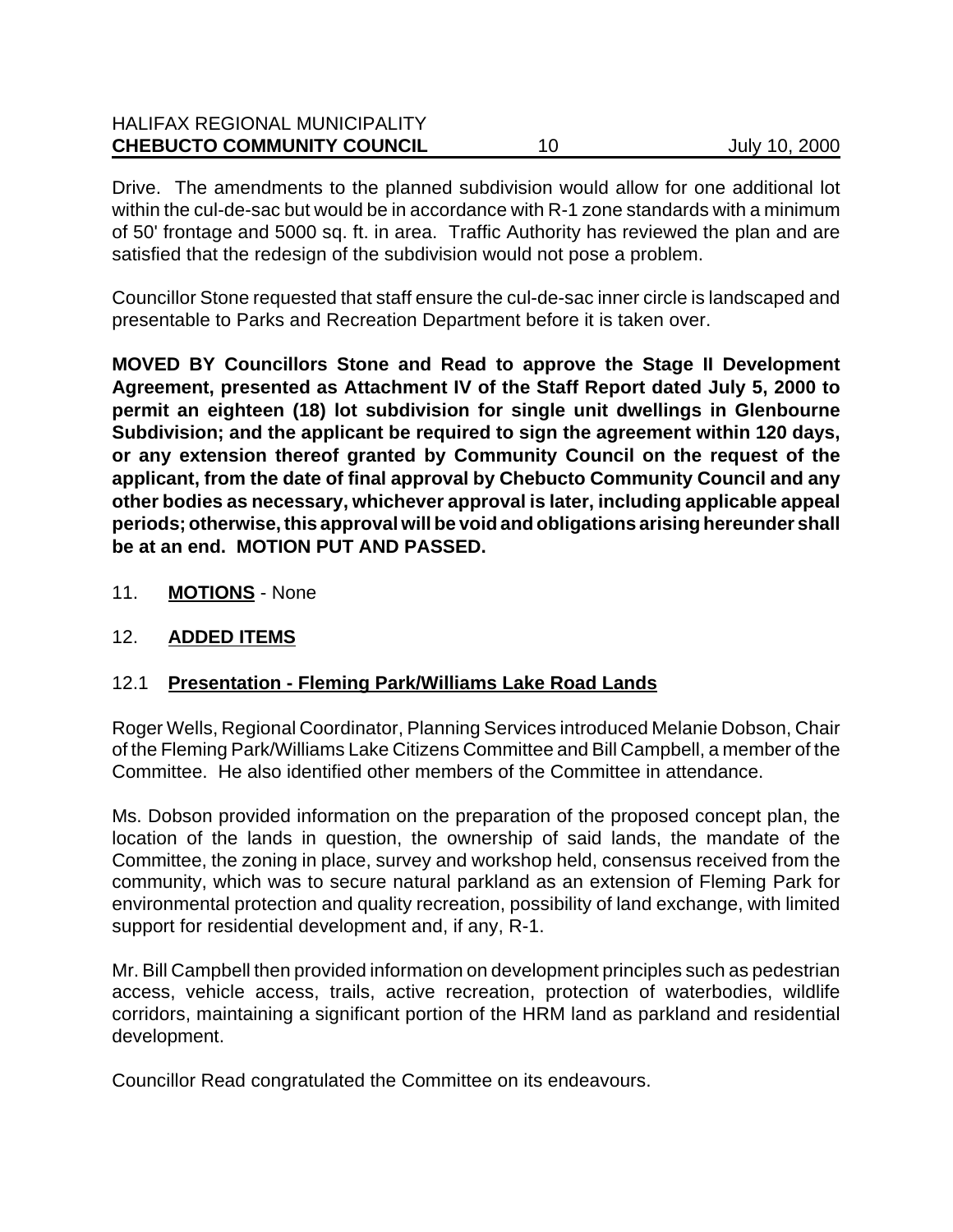Drive. The amendments to the planned subdivision would allow for one additional lot within the cul-de-sac but would be in accordance with R-1 zone standards with a minimum of 50' frontage and 5000 sq. ft. in area. Traffic Authority has reviewed the plan and are satisfied that the redesign of the subdivision would not pose a problem.

Councillor Stone requested that staff ensure the cul-de-sac inner circle is landscaped and presentable to Parks and Recreation Department before it is taken over.

**MOVED BY Councillors Stone and Read to approve the Stage II Development Agreement, presented as Attachment IV of the Staff Report dated July 5, 2000 to permit an eighteen (18) lot subdivision for single unit dwellings in Glenbourne Subdivision; and the applicant be required to sign the agreement within 120 days, or any extension thereof granted by Community Council on the request of the applicant, from the date of final approval by Chebucto Community Council and any other bodies as necessary, whichever approval is later, including applicable appeal periods; otherwise, this approval will be void and obligations arising hereunder shall be at an end. MOTION PUT AND PASSED.**

11. **MOTIONS** - None

12. **ADDED ITEMS**

12.1 **Presentation - Fleming Park/Williams Lake Road Lands**

Roger Wells, Regional Coordinator, Planning Services introduced Melanie Dobson, Chair of the Fleming Park/Williams Lake Citizens Committee and Bill Campbell, a member of the Committee. He also identified other members of the Committee in attendance.

Ms. Dobson provided information on the preparation of the proposed concept plan, the location of the lands in question, the ownership of said lands, the mandate of the Committee, the zoning in place, survey and workshop held, consensus received from the community, which was to secure natural parkland as an extension of Fleming Park for environmental protection and quality recreation, possibility of land exchange, with limited support for residential development and, if any, R-1.

Mr. Bill Campbell then provided information on development principles such as pedestrian access, vehicle access, trails, active recreation, protection of waterbodies, wildlife corridors, maintaining a significant portion of the HRM land as parkland and residential development.

Councillor Read congratulated the Committee on its endeavours.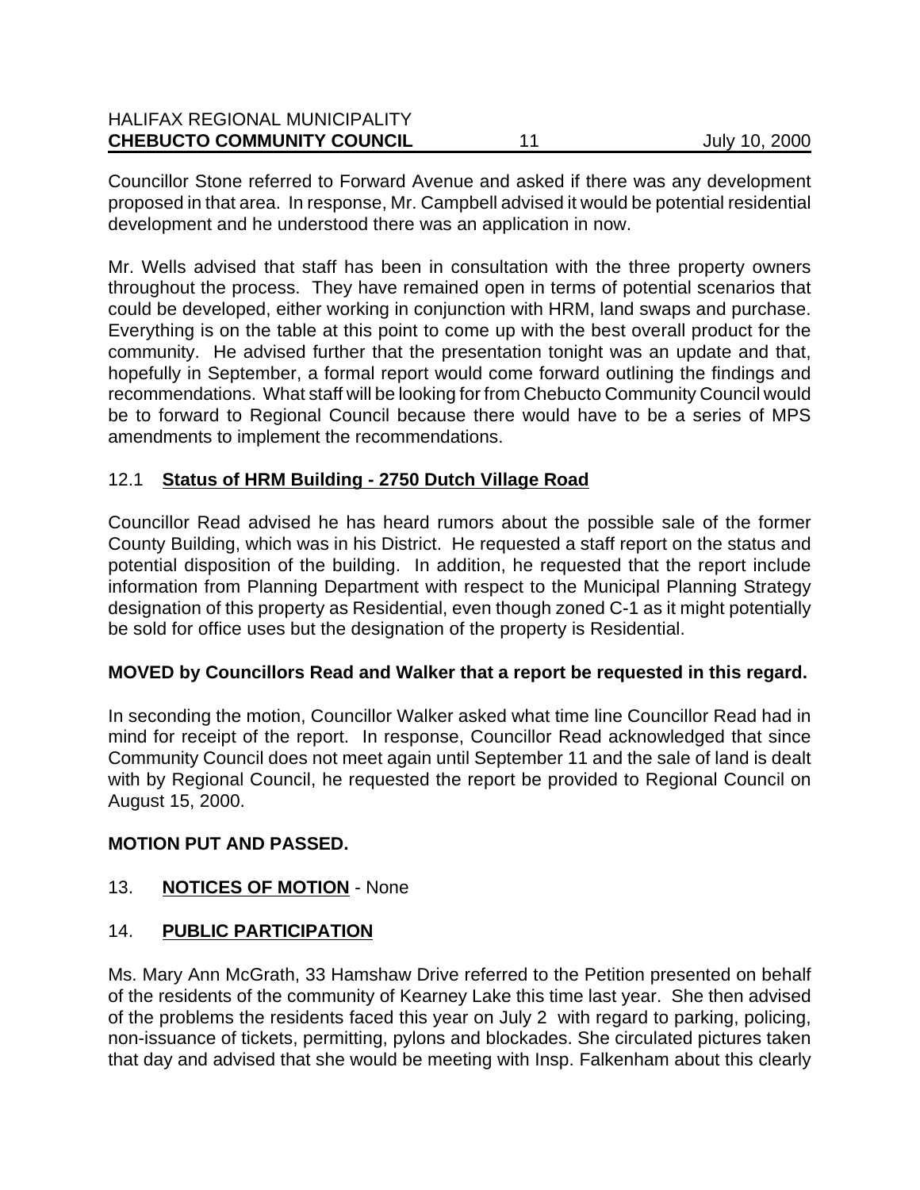Councillor Stone referred to Forward Avenue and asked if there was any development proposed in that area. In response, Mr. Campbell advised it would be potential residential development and he understood there was an application in now.

Mr. Wells advised that staff has been in consultation with the three property owners throughout the process. They have remained open in terms of potential scenarios that could be developed, either working in conjunction with HRM, land swaps and purchase. Everything is on the table at this point to come up with the best overall product for the community. He advised further that the presentation tonight was an update and that, hopefully in September, a formal report would come forward outlining the findings and recommendations. What staff will be looking for from Chebucto Community Council would be to forward to Regional Council because there would have to be a series of MPS amendments to implement the recommendations.

### 12.1 **Status of HRM Building - 2750 Dutch Village Road**

Councillor Read advised he has heard rumors about the possible sale of the former County Building, which was in his District. He requested a staff report on the status and potential disposition of the building. In addition, he requested that the report include information from Planning Department with respect to the Municipal Planning Strategy designation of this property as Residential, even though zoned C-1 as it might potentially be sold for office uses but the designation of the property is Residential.

**MOVED by Councillors Read and Walker that a report be requested in this regard.**

In seconding the motion, Councillor Walker asked what time line Councillor Read had in mind for receipt of the report. In response, Councillor Read acknowledged that since Community Council does not meet again until September 11 and the sale of land is dealt with by Regional Council, he requested the report be provided to Regional Council on August 15, 2000.

**MOTION PUT AND PASSED.**

## 13. **NOTICES OF MOTION** - None

## 14. **PUBLIC PARTICIPATION**

Ms. Mary Ann McGrath, 33 Hamshaw Drive referred to the Petition presented on behalf of the residents of the community of Kearney Lake this time last year. She then advised of the problems the residents faced this year on July 2 with regard to parking, policing, non-issuance of tickets, permitting, pylons and blockades. She circulated pictures taken that day and advised that she would be meeting with Insp. Falkenham about this clearly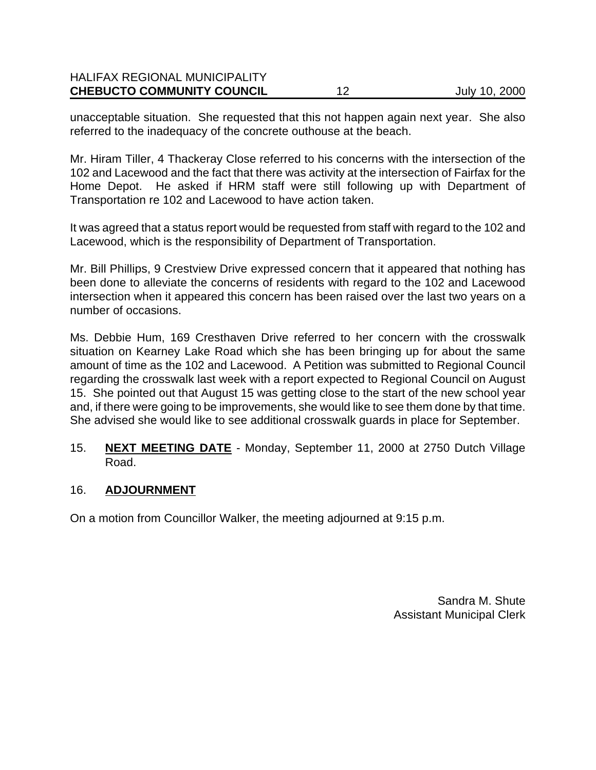unacceptable situation. She requested that this not happen again next year. She also referred to the inadequacy of the concrete outhouse at the beach.

Mr. Hiram Tiller, 4 Thackeray Close referred to his concerns with the intersection of the 102 and Lacewood and the fact that there was activity at the intersection of Fairfax for the Home Depot. He asked if HRM staff were still following up with Department of Transportation re 102 and Lacewood to have action taken.

It was agreed that a status report would be requested from staff with regard to the 102 and Lacewood, which is the responsibility of Department of Transportation.

Mr. Bill Phillips, 9 Crestview Drive expressed concern that it appeared that nothing has been done to alleviate the concerns of residents with regard to the 102 and Lacewood intersection when it appeared this concern has been raised over the last two years on a number of occasions.

Ms. Debbie Hum, 169 Cresthaven Drive referred to her concern with the crosswalk situation on Kearney Lake Road which she has been bringing up for about the same amount of time as the 102 and Lacewood. A Petition was submitted to Regional Council regarding the crosswalk last week with a report expected to Regional Council on August 15. She pointed out that August 15 was getting close to the start of the new school year and, if there were going to be improvements, she would like to see them done by that time. She advised she would like to see additional crosswalk guards in place for September.

15. **NEXT MEETING DATE** - Monday, September 11, 2000 at 2750 Dutch Village Road.

16. **ADJOURNMENT**

On a motion from Councillor Walker, the meeting adjourned at 9:15 p.m.

Sandra M. Shute
Assistant Municipal Clerk